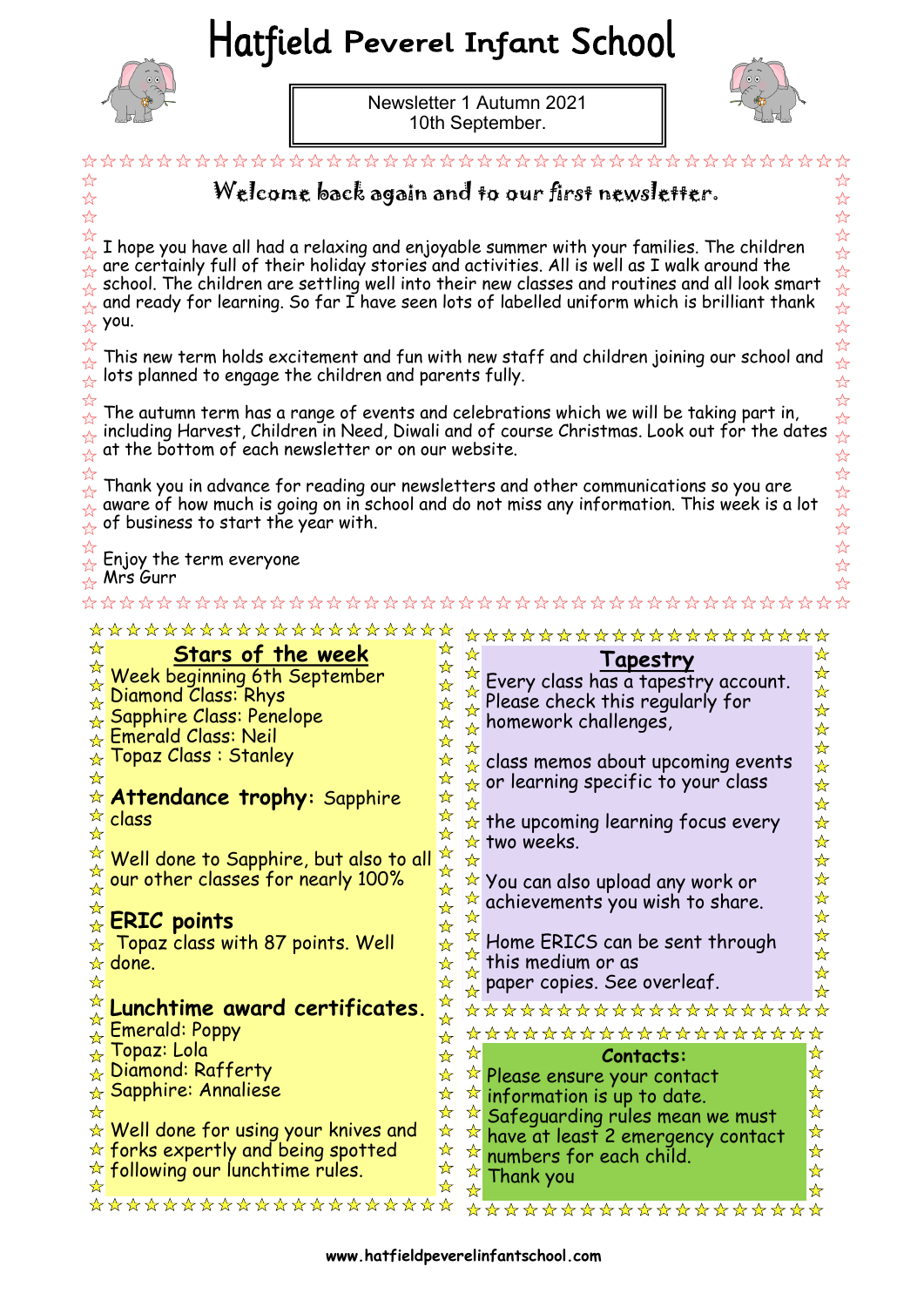# Hatfield Peverel Infant School

Newsletter 1 Autumn 2021
10th September.

## Welcome back again and to our first newsletter.

I hope you have all had a relaxing and enjoyable summer with your families. The children are certainly full of their holiday stories and activities. All is well as I walk around the school. The children are settling well into their new classes and routines and all look smart and ready for learning. So far I have seen lots of labelled uniform which is brilliant thank you.

This new term holds excitement and fun with new staff and children joining our school and lots planned to engage the children and parents fully.

The autumn term has a range of events and celebrations which we will be taking part in, including Harvest, Children in Need, Diwali and of course Christmas. Look out for the dates at the bottom of each newsletter or on our website.

Thank you in advance for reading our newsletters and other communications so you are aware of how much is going on in school and do not miss any information. This week is a lot of business to start the year with.

Enjoy the term everyone
Mrs Gurr

## Stars of the week

Week beginning 6th September
Diamond Class: Rhys
Sapphire Class: Penelope
Emerald Class: Neil
Topaz Class : Stanley

**Attendance trophy**: Sapphire class

Well done to Sapphire, but also to all our other classes for nearly 100%

**ERIC points**
Topaz class with 87 points. Well done.

**Lunchtime award certificates.**
Emerald: Poppy
Topaz: Lola
Diamond: Rafferty
Sapphire: Annaliese

Well done for using your knives and forks expertly and being spotted following our lunchtime rules.

## Tapestry

Every class has a tapestry account. Please check this regularly for homework challenges,

class memos about upcoming events or learning specific to your class

the upcoming learning focus every two weeks.

You can also upload any work or achievements you wish to share.

Home ERICS can be sent through this medium or as paper copies. See overleaf.

**Contacts:**

Please ensure your contact information is up to date. Safeguarding rules mean we must have at least 2 emergency contact numbers for each child.
Thank you

www.hatfieldpeverelinfantschool.com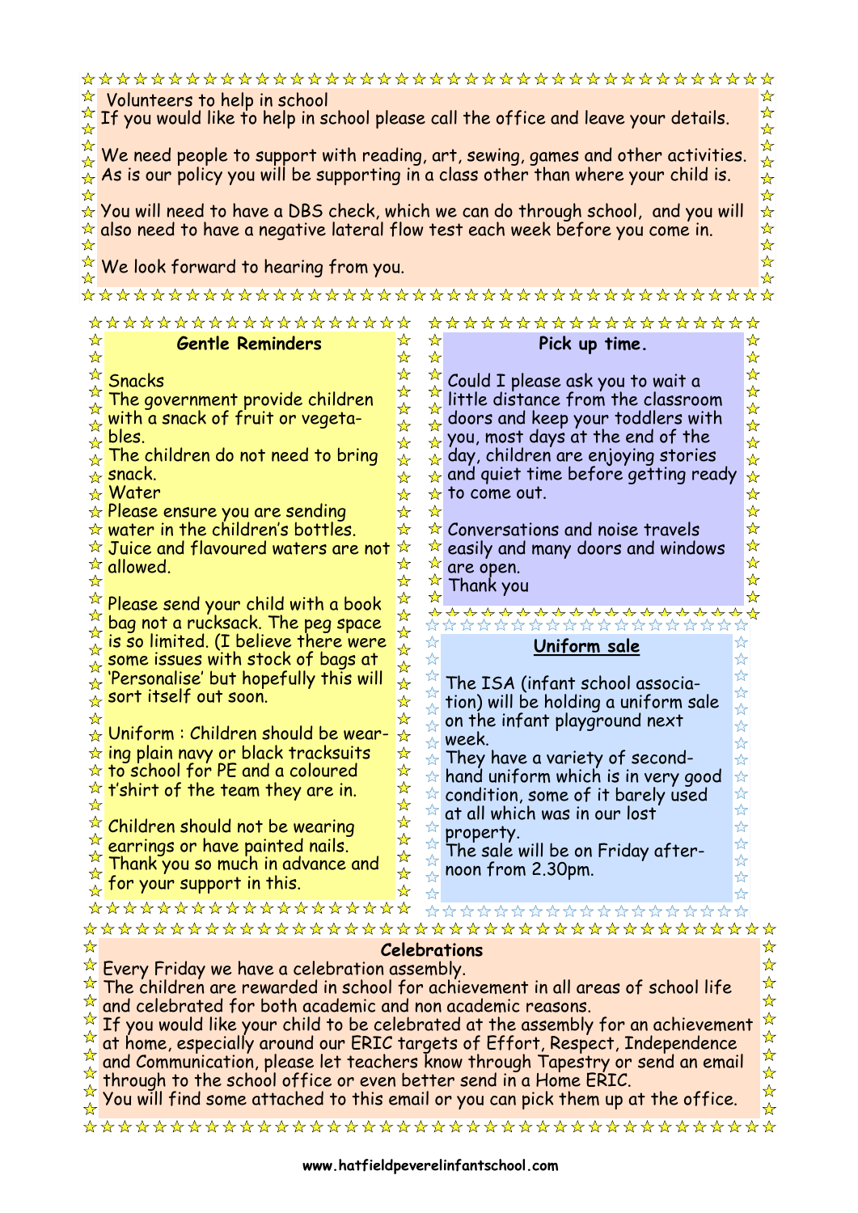## Volunteers to help in school

If you would like to help in school please call the office and leave your details.

We need people to support with reading, art, sewing, games and other activities. As is our policy you will be supporting in a class other than where your child is.

You will need to have a DBS check, which we can do through school, and you will also need to have a negative lateral flow test each week before you come in.

We look forward to hearing from you.

## Gentle Reminders

Snacks
The government provide children with a snack of fruit or vegetables.
The children do not need to bring snack.

Water
Please ensure you are sending water in the children's bottles.
Juice and flavoured waters are not allowed.

Please send your child with a book bag not a rucksack. The peg space is so limited. (I believe there were some issues with stock of bags at 'Personalise' but hopefully this will sort itself out soon.

Uniform : Children should be wearing plain navy or black tracksuits to school for PE and a coloured t'shirt of the team they are in.

Children should not be wearing earrings or have painted nails.
Thank you so much in advance and for your support in this.

## Pick up time.

Could I please ask you to wait a little distance from the classroom doors and keep your toddlers with you, most days at the end of the day, children are enjoying stories and quiet time before getting ready to come out.

Conversations and noise travels easily and many doors and windows are open.
Thank you

## Uniform sale

The ISA (infant school association) will be holding a uniform sale on the infant playground next week.
They have a variety of second-hand uniform which is in very good condition, some of it barely used at all which was in our lost property.
The sale will be on Friday afternoon from 2.30pm.

## Celebrations

Every Friday we have a celebration assembly.
The children are rewarded in school for achievement in all areas of school life and celebrated for both academic and non academic reasons.
If you would like your child to be celebrated at the assembly for an achievement at home, especially around our ERIC targets of Effort, Respect, Independence and Communication, please let teachers know through Tapestry or send an email through to the school office or even better send in a Home ERIC.
You will find some attached to this email or you can pick them up at the office.

www.hatfieldpeverelinfantschool.com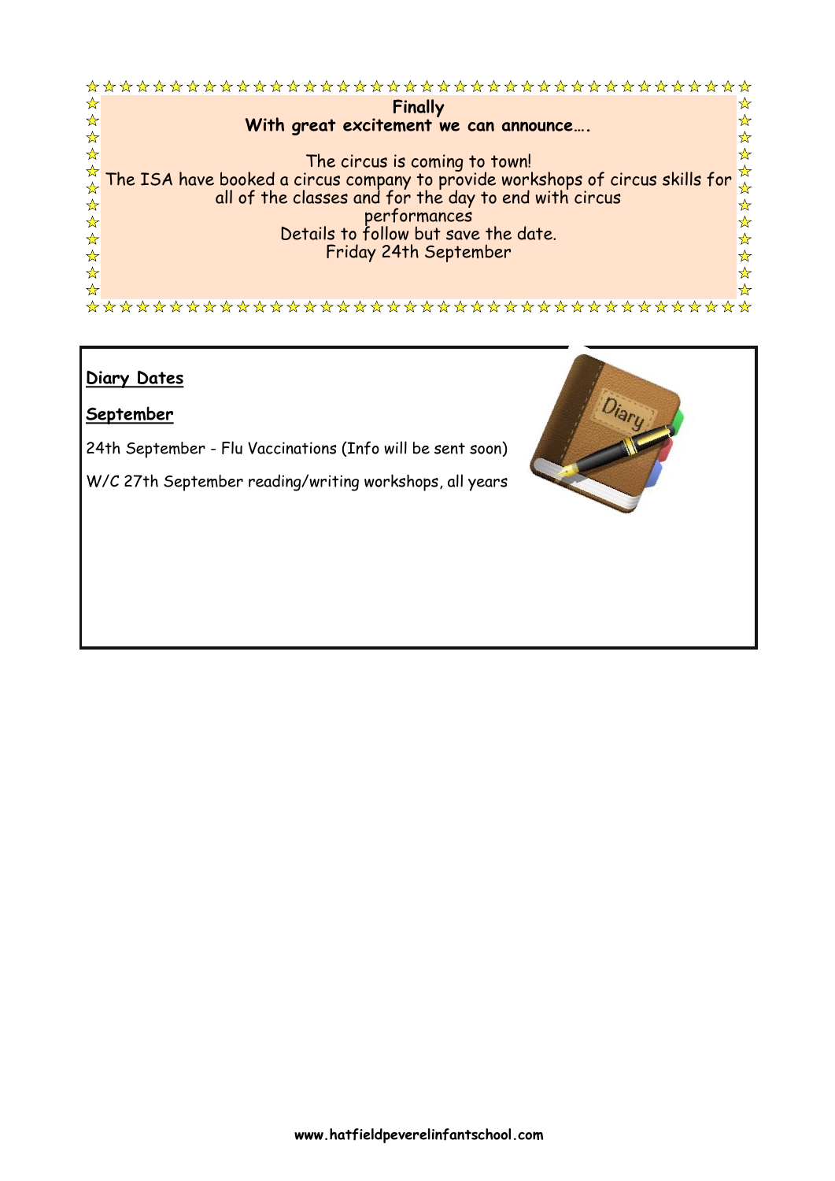**Finally**
**With great excitement we can announce….**

The circus is coming to town!
The ISA have booked a circus company to provide workshops of circus skills for all of the classes and for the day to end with circus performances
Details to follow but save the date.
Friday 24th September

## Diary Dates

### September

24th September - Flu Vaccinations (Info will be sent soon)

W/C 27th September reading/writing workshops, all years

**www.hatfieldpeverelinfantschool.com**